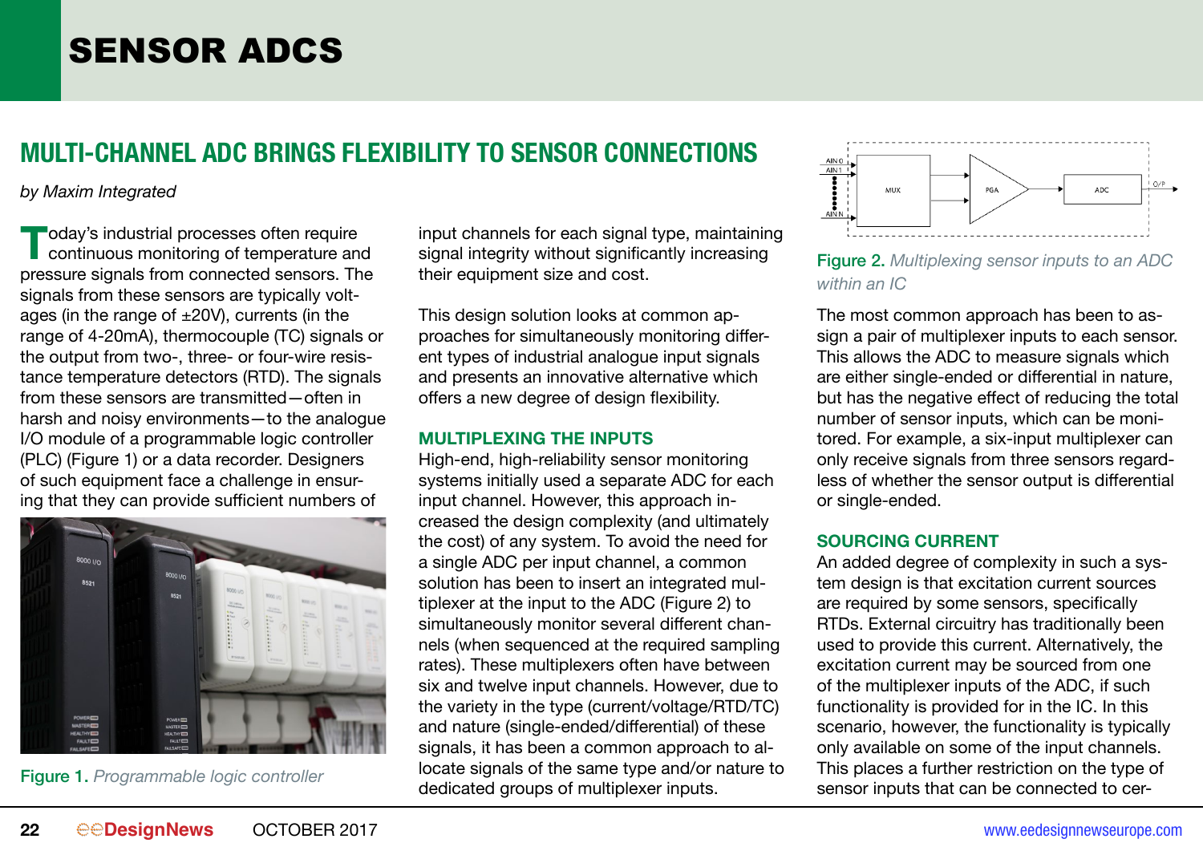# SENSOR ADCS

## MULTI-CHANNEL ADC BRINGS FLEXIBILITY TO SENSOR CONNECTIONS

*by Maxim Integrated*

Today's industrial processes often require continuous monitoring of temperature and pressure signals from connected sensors. The signals from these sensors are typically voltages (in the range of ±20V), currents (in the range of 4-20mA), thermocouple (TC) signals or the output from two-, three- or four-wire resistance temperature detectors (RTD). The signals from these sensors are transmitted—often in harsh and noisy environments—to the analogue I/O module of a programmable logic controller (PLC) (Figure 1) or a data recorder. Designers of such equipment face a challenge in ensuring that they can provide sufficient numbers of input channels for each signal type, maintaining signal integrity without significantly increasing their equipment size and cost.

Figure 1. *Programmable logic controller*

This design solution looks at common approaches for simultaneously monitoring different types of industrial analogue input signals and presents an innovative alternative which offers a new degree of design flexibility.

### MULTIPLEXING THE INPUTS

High-end, high-reliability sensor monitoring systems initially used a separate ADC for each input channel. However, this approach increased the design complexity (and ultimately the cost) of any system. To avoid the need for a single ADC per input channel, a common solution has been to insert an integrated multiplexer at the input to the ADC (Figure 2) to simultaneously monitor several different channels (when sequenced at the required sampling rates). These multiplexers often have between six and twelve input channels. However, due to the variety in the type (current/voltage/RTD/TC) and nature (single-ended/differential) of these signals, it has been a common approach to allocate signals of the same type and/or nature to dedicated groups of multiplexer inputs.

Figure 2. *Multiplexing sensor inputs to an ADC within an IC*

The most common approach has been to assign a pair of multiplexer inputs to each sensor. This allows the ADC to measure signals which are either single-ended or differential in nature, but has the negative effect of reducing the total number of sensor inputs, which can be monitored. For example, a six-input multiplexer can only receive signals from three sensors regardless of whether the sensor output is differential or single-ended.

### SOURCING CURRENT

An added degree of complexity in such a system design is that excitation current sources are required by some sensors, specifically RTDs. External circuitry has traditionally been used to provide this current. Alternatively, the excitation current may be sourced from one of the multiplexer inputs of the ADC, if such functionality is provided for in the IC. In this scenario, however, the functionality is typically only available on some of the input channels. This places a further restriction on the type of sensor inputs that can be connected to cer-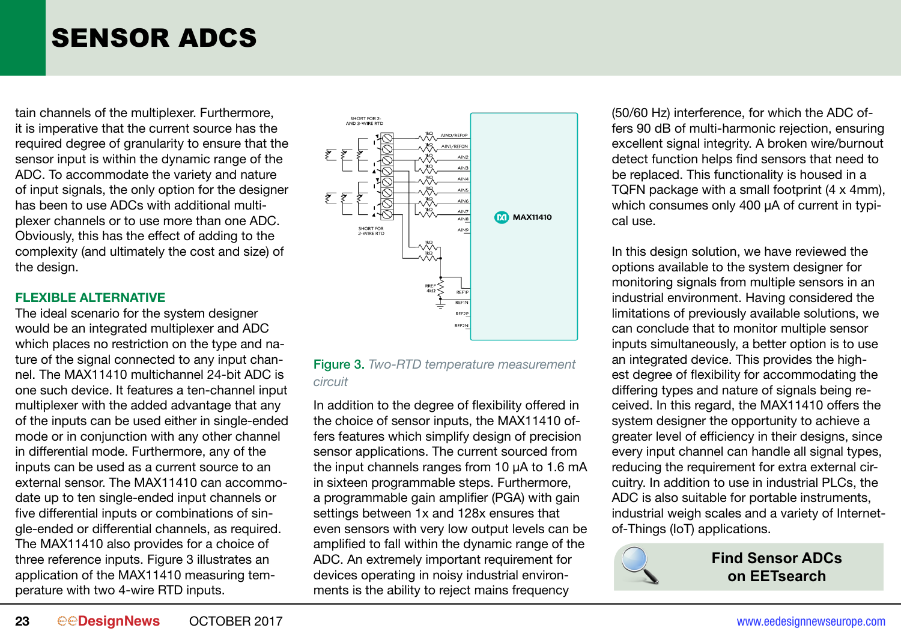tain channels of the multiplexer. Furthermore, it is imperative that the current source has the required degree of granularity to ensure that the sensor input is within the dynamic range of the ADC. To accommodate the variety and nature of input signals, the only option for the designer has been to use ADCs with additional multiplexer channels or to use more than one ADC. Obviously, this has the effect of adding to the complexity (and ultimately the cost and size) of the design.

## FLEXIBLE ALTERNATIVE

The ideal scenario for the system designer would be an integrated multiplexer and ADC which places no restriction on the type and nature of the signal connected to any input channel. The MAX11410 multichannel 24-bit ADC is one such device. It features a ten-channel input multiplexer with the added advantage that any of the inputs can be used either in single-ended mode or in conjunction with any other channel in differential mode. Furthermore, any of the inputs can be used as a current source to an external sensor. The MAX11410 can accommodate up to ten single-ended input channels or five differential inputs or combinations of single-ended or differential channels, as required. The MAX11410 also provides for a choice of three reference inputs. Figure 3 illustrates an application of the MAX11410 measuring temperature with two 4-wire RTD inputs.

SHORT FOR 2- AND 3-WIRE RTD

SHORT FOR 2-WIRE RTD

1kΩ

AIN0/REF0P

AIN1/REF0N

AIN2

AIN3

AIN4

AIN5

AIN6

AIN7

AIN8

AIN9

MAX11410

RREF 4kΩ

REF1P

REF1N

REF2P

REF2N

**Figure 3.** *Two-RTD temperature measurement circuit*

In addition to the degree of flexibility offered in the choice of sensor inputs, the MAX11410 offers features which simplify design of precision sensor applications. The current sourced from the input channels ranges from 10 µA to 1.6 mA in sixteen programmable steps. Furthermore, a programmable gain amplifier (PGA) with gain settings between 1x and 128x ensures that even sensors with very low output levels can be amplified to fall within the dynamic range of the ADC. An extremely important requirement for devices operating in noisy industrial environments is the ability to reject mains frequency (50/60 Hz) interference, for which the ADC offers 90 dB of multi-harmonic rejection, ensuring excellent signal integrity. A broken wire/burnout detect function helps find sensors that need to be replaced. This functionality is housed in a TQFN package with a small footprint (4 x 4mm), which consumes only 400 µA of current in typical use.

In this design solution, we have reviewed the options available to the system designer for monitoring signals from multiple sensors in an industrial environment. Having considered the limitations of previously available solutions, we can conclude that to monitor multiple sensor inputs simultaneously, a better option is to use an integrated device. This provides the highest degree of flexibility for accommodating the differing types and nature of signals being received. In this regard, the MAX11410 offers the system designer the opportunity to achieve a greater level of efficiency in their designs, since every input channel can handle all signal types, reducing the requirement for extra external circuitry. In addition to use in industrial PLCs, the ADC is also suitable for portable instruments, industrial weigh scales and a variety of Internet-of-Things (IoT) applications.

**Find Sensor ADCs on EETsearch**